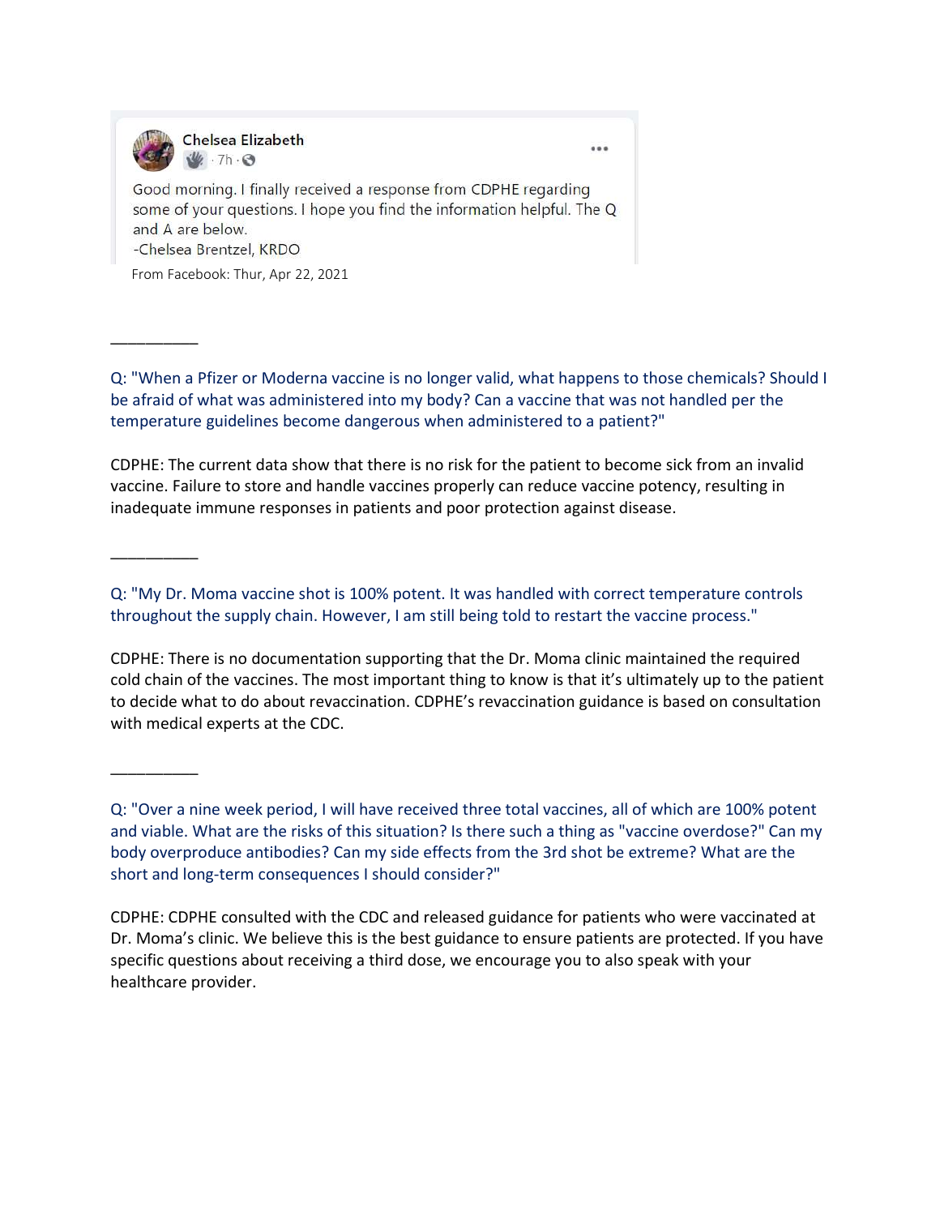**Chelsea Elizabeth**
· 7h ·

Good morning. I finally received a response from CDPHE regarding some of your questions. I hope you find the information helpful. The Q and A are below.
-Chelsea Brentzel, KRDO

From Facebook: Thur, Apr 22, 2021

---

Q: "When a Pfizer or Moderna vaccine is no longer valid, what happens to those chemicals? Should I be afraid of what was administered into my body? Can a vaccine that was not handled per the temperature guidelines become dangerous when administered to a patient?"

CDPHE: The current data show that there is no risk for the patient to become sick from an invalid vaccine. Failure to store and handle vaccines properly can reduce vaccine potency, resulting in inadequate immune responses in patients and poor protection against disease.

---

Q: "My Dr. Moma vaccine shot is 100% potent. It was handled with correct temperature controls throughout the supply chain. However, I am still being told to restart the vaccine process."

CDPHE: There is no documentation supporting that the Dr. Moma clinic maintained the required cold chain of the vaccines. The most important thing to know is that it's ultimately up to the patient to decide what to do about revaccination. CDPHE's revaccination guidance is based on consultation with medical experts at the CDC.

---

Q: "Over a nine week period, I will have received three total vaccines, all of which are 100% potent and viable. What are the risks of this situation? Is there such a thing as "vaccine overdose?" Can my body overproduce antibodies? Can my side effects from the 3rd shot be extreme? What are the short and long-term consequences I should consider?"

CDPHE: CDPHE consulted with the CDC and released guidance for patients who were vaccinated at Dr. Moma's clinic. We believe this is the best guidance to ensure patients are protected. If you have specific questions about receiving a third dose, we encourage you to also speak with your healthcare provider.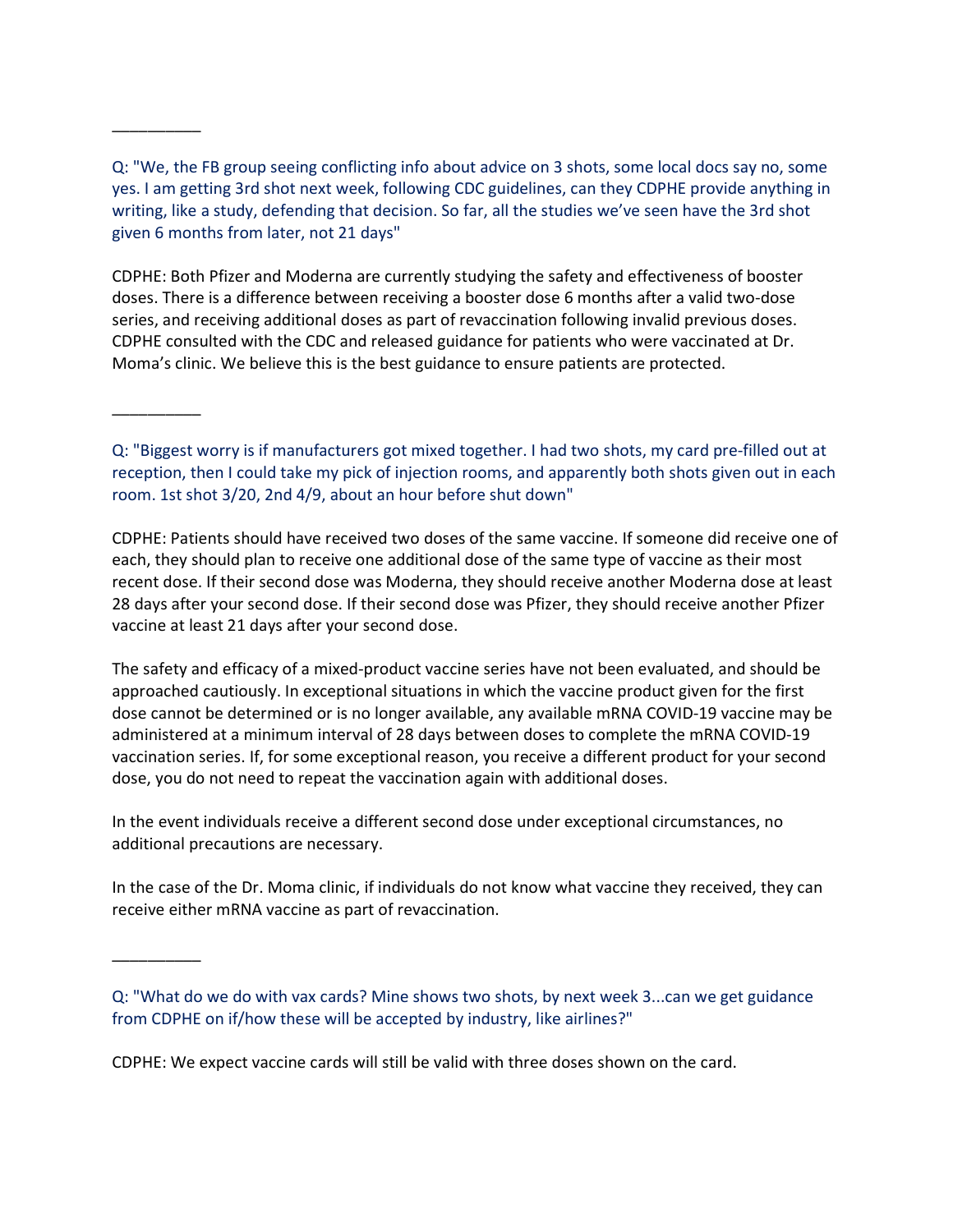__________

Q: "We, the FB group seeing conflicting info about advice on 3 shots, some local docs say no, some yes. I am getting 3rd shot next week, following CDC guidelines, can they CDPHE provide anything in writing, like a study, defending that decision. So far, all the studies we've seen have the 3rd shot given 6 months from later, not 21 days"

CDPHE: Both Pfizer and Moderna are currently studying the safety and effectiveness of booster doses. There is a difference between receiving a booster dose 6 months after a valid two-dose series, and receiving additional doses as part of revaccination following invalid previous doses. CDPHE consulted with the CDC and released guidance for patients who were vaccinated at Dr. Moma's clinic. We believe this is the best guidance to ensure patients are protected.

__________

Q: "Biggest worry is if manufacturers got mixed together. I had two shots, my card pre-filled out at reception, then I could take my pick of injection rooms, and apparently both shots given out in each room. 1st shot 3/20, 2nd 4/9, about an hour before shut down"

CDPHE: Patients should have received two doses of the same vaccine. If someone did receive one of each, they should plan to receive one additional dose of the same type of vaccine as their most recent dose. If their second dose was Moderna, they should receive another Moderna dose at least 28 days after your second dose. If their second dose was Pfizer, they should receive another Pfizer vaccine at least 21 days after your second dose.

The safety and efficacy of a mixed-product vaccine series have not been evaluated, and should be approached cautiously. In exceptional situations in which the vaccine product given for the first dose cannot be determined or is no longer available, any available mRNA COVID-19 vaccine may be administered at a minimum interval of 28 days between doses to complete the mRNA COVID-19 vaccination series. If, for some exceptional reason, you receive a different product for your second dose, you do not need to repeat the vaccination again with additional doses.

In the event individuals receive a different second dose under exceptional circumstances, no additional precautions are necessary.

In the case of the Dr. Moma clinic, if individuals do not know what vaccine they received, they can receive either mRNA vaccine as part of revaccination.

__________

Q: "What do we do with vax cards? Mine shows two shots, by next week 3...can we get guidance from CDPHE on if/how these will be accepted by industry, like airlines?"

CDPHE: We expect vaccine cards will still be valid with three doses shown on the card.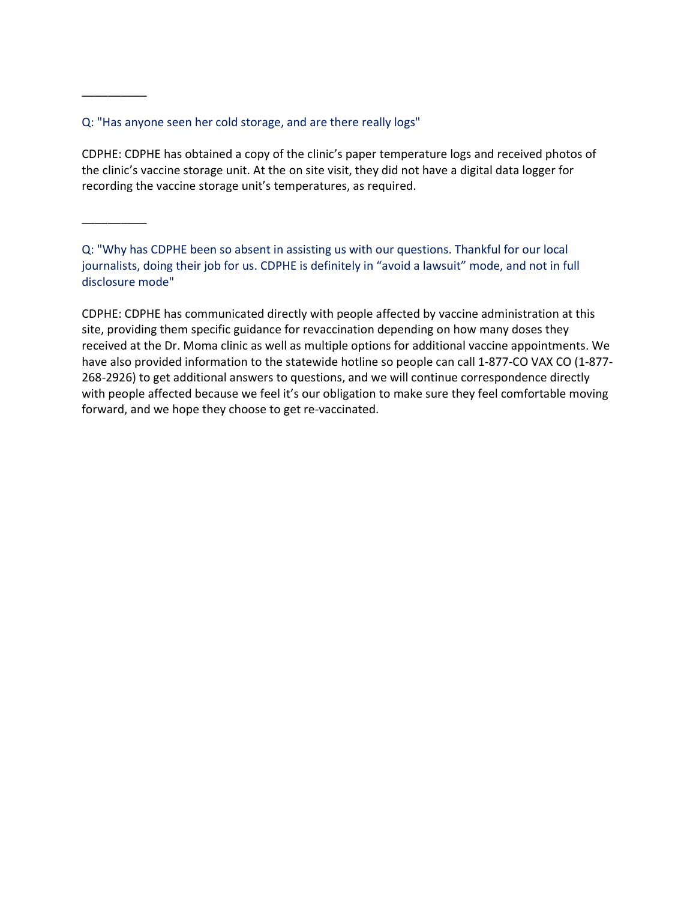__________

Q: "Has anyone seen her cold storage, and are there really logs"

CDPHE: CDPHE has obtained a copy of the clinic's paper temperature logs and received photos of the clinic's vaccine storage unit. At the on site visit, they did not have a digital data logger for recording the vaccine storage unit's temperatures, as required.

__________

Q: "Why has CDPHE been so absent in assisting us with our questions. Thankful for our local journalists, doing their job for us. CDPHE is definitely in "avoid a lawsuit" mode, and not in full disclosure mode"

CDPHE: CDPHE has communicated directly with people affected by vaccine administration at this site, providing them specific guidance for revaccination depending on how many doses they received at the Dr. Moma clinic as well as multiple options for additional vaccine appointments. We have also provided information to the statewide hotline so people can call 1-877-CO VAX CO (1-877-268-2926) to get additional answers to questions, and we will continue correspondence directly with people affected because we feel it's our obligation to make sure they feel comfortable moving forward, and we hope they choose to get re-vaccinated.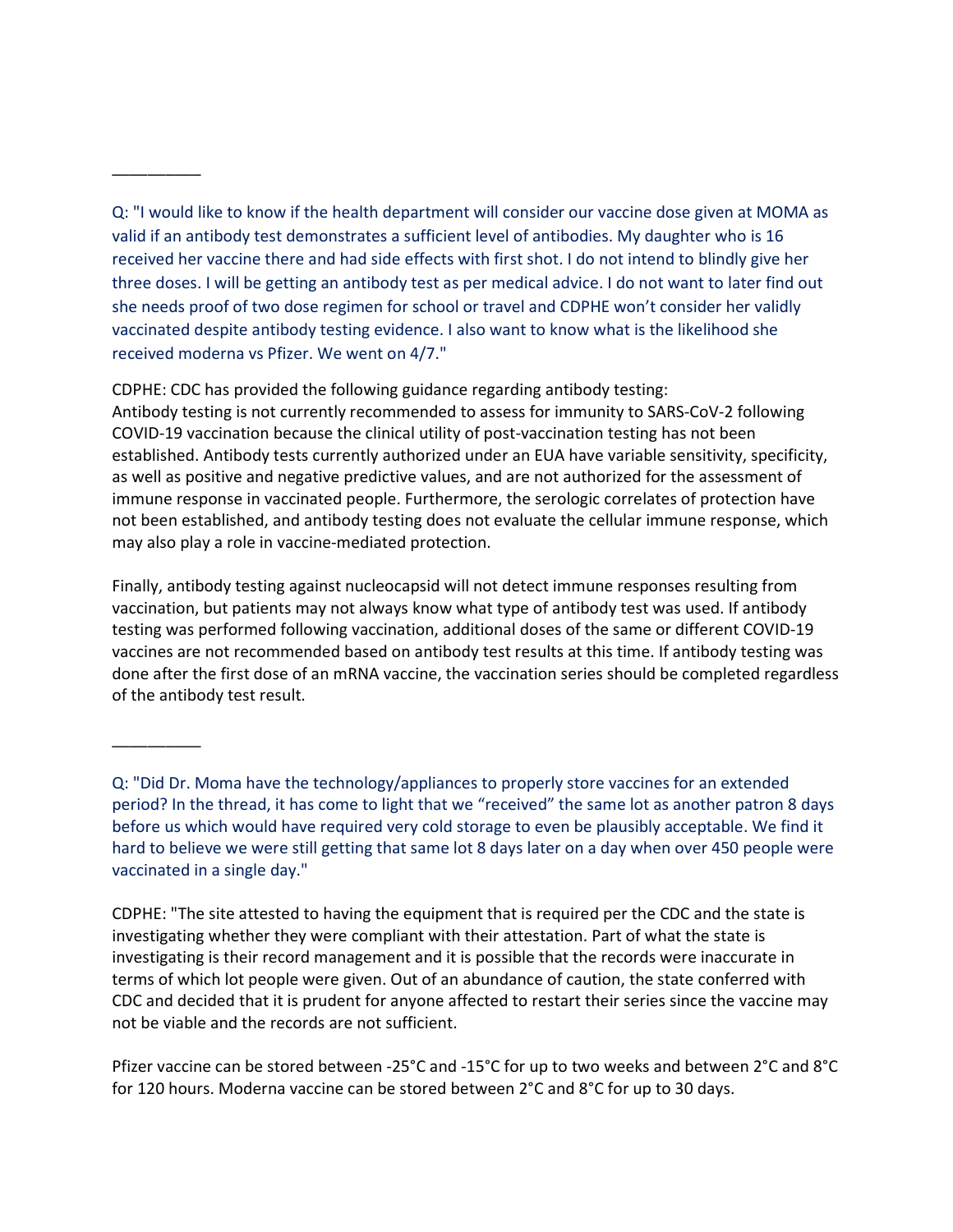__________

Q: "I would like to know if the health department will consider our vaccine dose given at MOMA as valid if an antibody test demonstrates a sufficient level of antibodies. My daughter who is 16 received her vaccine there and had side effects with first shot. I do not intend to blindly give her three doses. I will be getting an antibody test as per medical advice. I do not want to later find out she needs proof of two dose regimen for school or travel and CDPHE won't consider her validly vaccinated despite antibody testing evidence. I also want to know what is the likelihood she received moderna vs Pfizer. We went on 4/7."

CDPHE: CDC has provided the following guidance regarding antibody testing:
Antibody testing is not currently recommended to assess for immunity to SARS-CoV-2 following COVID-19 vaccination because the clinical utility of post-vaccination testing has not been established. Antibody tests currently authorized under an EUA have variable sensitivity, specificity, as well as positive and negative predictive values, and are not authorized for the assessment of immune response in vaccinated people. Furthermore, the serologic correlates of protection have not been established, and antibody testing does not evaluate the cellular immune response, which may also play a role in vaccine-mediated protection.

Finally, antibody testing against nucleocapsid will not detect immune responses resulting from vaccination, but patients may not always know what type of antibody test was used. If antibody testing was performed following vaccination, additional doses of the same or different COVID-19 vaccines are not recommended based on antibody test results at this time. If antibody testing was done after the first dose of an mRNA vaccine, the vaccination series should be completed regardless of the antibody test result.

__________

Q: "Did Dr. Moma have the technology/appliances to properly store vaccines for an extended period? In the thread, it has come to light that we "received" the same lot as another patron 8 days before us which would have required very cold storage to even be plausibly acceptable. We find it hard to believe we were still getting that same lot 8 days later on a day when over 450 people were vaccinated in a single day."

CDPHE: "The site attested to having the equipment that is required per the CDC and the state is investigating whether they were compliant with their attestation. Part of what the state is investigating is their record management and it is possible that the records were inaccurate in terms of which lot people were given. Out of an abundance of caution, the state conferred with CDC and decided that it is prudent for anyone affected to restart their series since the vaccine may not be viable and the records are not sufficient.

Pfizer vaccine can be stored between -25°C and -15°C for up to two weeks and between 2°C and 8°C for 120 hours. Moderna vaccine can be stored between 2°C and 8°C for up to 30 days.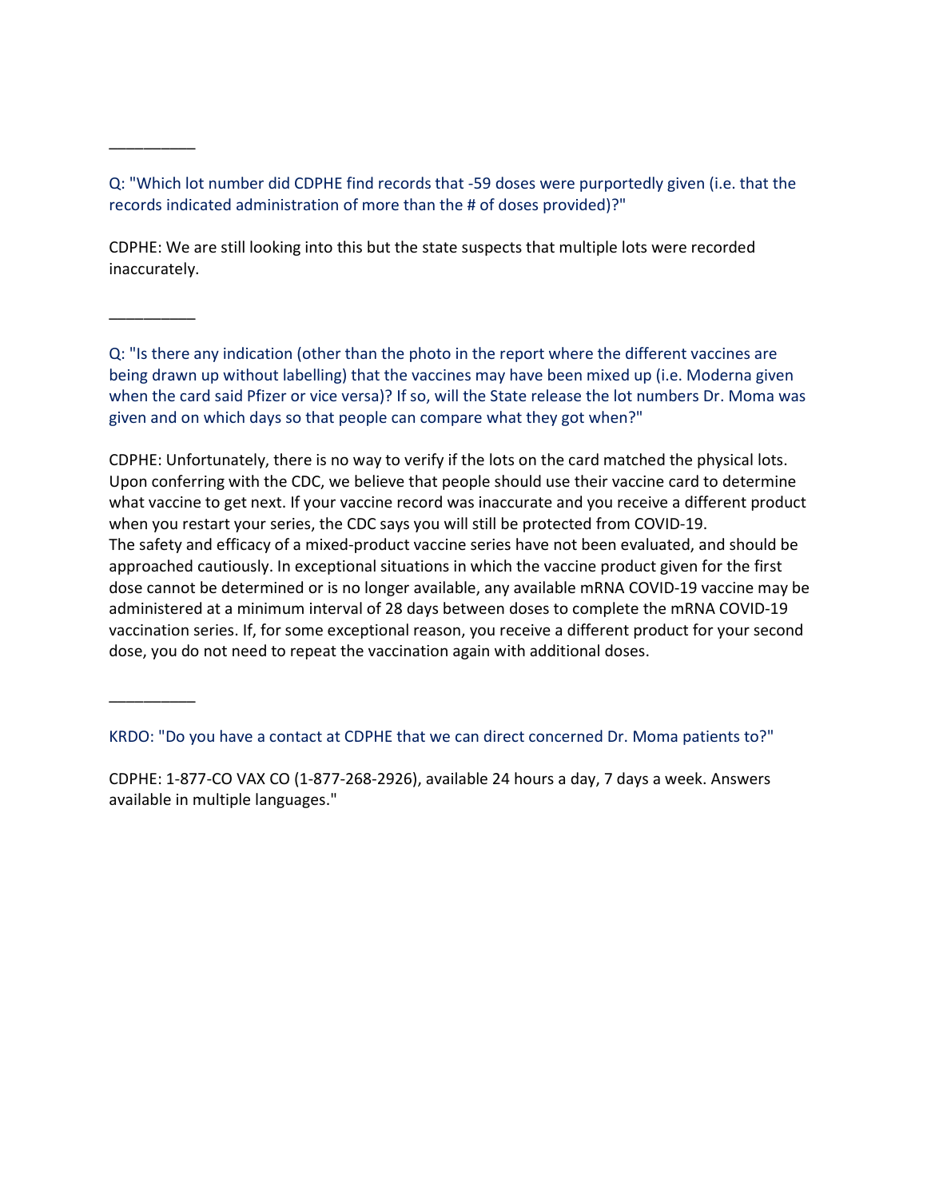__________

Q: "Which lot number did CDPHE find records that -59 doses were purportedly given (i.e. that the records indicated administration of more than the # of doses provided)?"

CDPHE: We are still looking into this but the state suspects that multiple lots were recorded inaccurately.

__________

Q: "Is there any indication (other than the photo in the report where the different vaccines are being drawn up without labelling) that the vaccines may have been mixed up (i.e. Moderna given when the card said Pfizer or vice versa)? If so, will the State release the lot numbers Dr. Moma was given and on which days so that people can compare what they got when?"

CDPHE: Unfortunately, there is no way to verify if the lots on the card matched the physical lots. Upon conferring with the CDC, we believe that people should use their vaccine card to determine what vaccine to get next. If your vaccine record was inaccurate and you receive a different product when you restart your series, the CDC says you will still be protected from COVID-19.
The safety and efficacy of a mixed-product vaccine series have not been evaluated, and should be approached cautiously. In exceptional situations in which the vaccine product given for the first dose cannot be determined or is no longer available, any available mRNA COVID-19 vaccine may be administered at a minimum interval of 28 days between doses to complete the mRNA COVID-19 vaccination series. If, for some exceptional reason, you receive a different product for your second dose, you do not need to repeat the vaccination again with additional doses.

__________

KRDO: "Do you have a contact at CDPHE that we can direct concerned Dr. Moma patients to?"

CDPHE: 1-877-CO VAX CO (1-877-268-2926), available 24 hours a day, 7 days a week. Answers available in multiple languages."